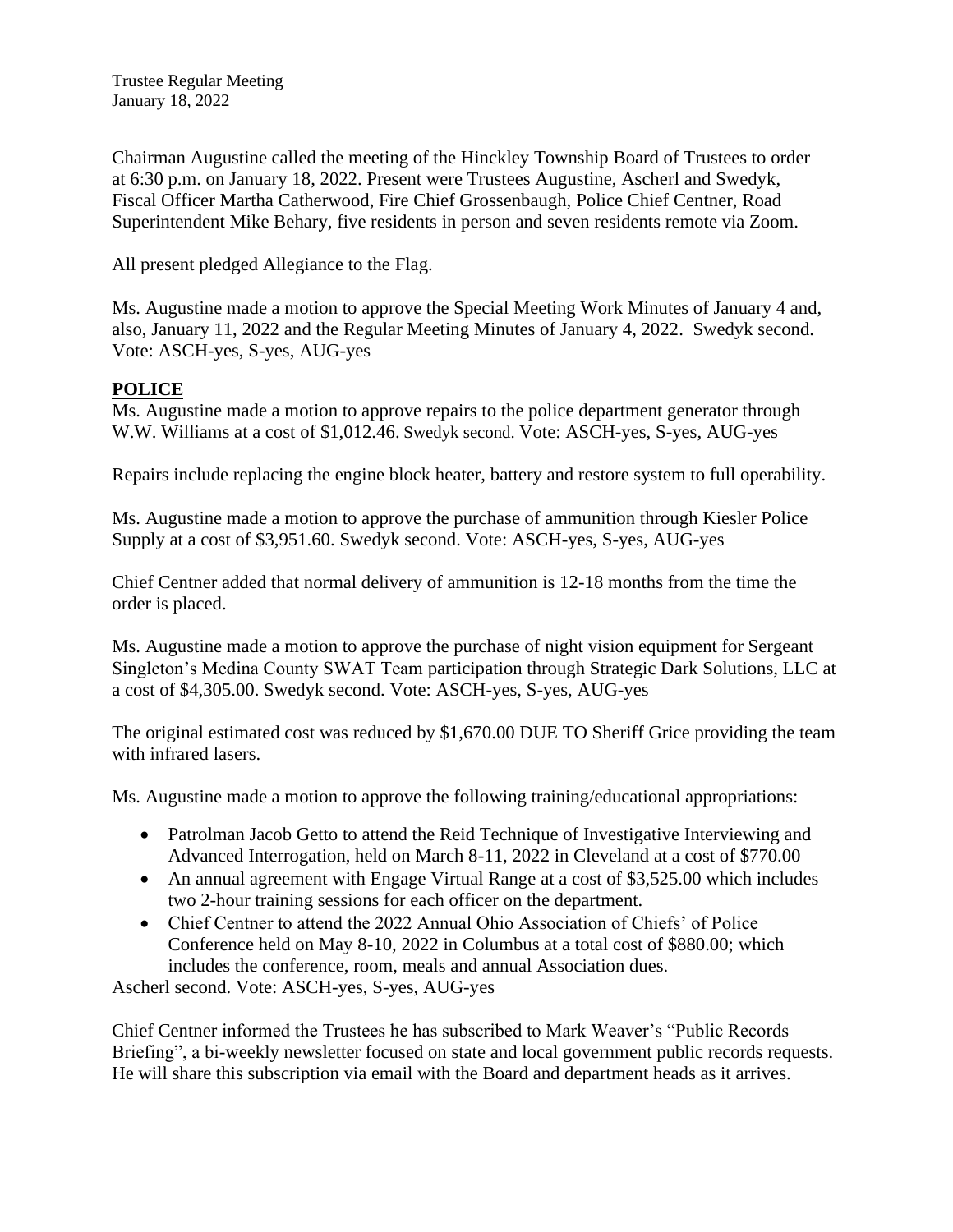Trustee Regular Meeting
January 18, 2022

Chairman Augustine called the meeting of the Hinckley Township Board of Trustees to order at 6:30 p.m. on January 18, 2022. Present were Trustees Augustine, Ascherl and Swedyk, Fiscal Officer Martha Catherwood, Fire Chief Grossenbaugh, Police Chief Centner, Road Superintendent Mike Behary, five residents in person and seven residents remote via Zoom.

All present pledged Allegiance to the Flag.

Ms. Augustine made a motion to approve the Special Meeting Work Minutes of January 4 and, also, January 11, 2022 and the Regular Meeting Minutes of January 4, 2022. Swedyk second. Vote: ASCH-yes, S-yes, AUG-yes

## POLICE

Ms. Augustine made a motion to approve repairs to the police department generator through W.W. Williams at a cost of $1,012.46. Swedyk second. Vote: ASCH-yes, S-yes, AUG-yes

Repairs include replacing the engine block heater, battery and restore system to full operability.

Ms. Augustine made a motion to approve the purchase of ammunition through Kiesler Police Supply at a cost of $3,951.60. Swedyk second. Vote: ASCH-yes, S-yes, AUG-yes

Chief Centner added that normal delivery of ammunition is 12-18 months from the time the order is placed.

Ms. Augustine made a motion to approve the purchase of night vision equipment for Sergeant Singleton's Medina County SWAT Team participation through Strategic Dark Solutions, LLC at a cost of $4,305.00. Swedyk second. Vote: ASCH-yes, S-yes, AUG-yes

The original estimated cost was reduced by $1,670.00 DUE TO Sheriff Grice providing the team with infrared lasers.

Ms. Augustine made a motion to approve the following training/educational appropriations:

- Patrolman Jacob Getto to attend the Reid Technique of Investigative Interviewing and Advanced Interrogation, held on March 8-11, 2022 in Cleveland at a cost of $770.00
- An annual agreement with Engage Virtual Range at a cost of $3,525.00 which includes two 2-hour training sessions for each officer on the department.
- Chief Centner to attend the 2022 Annual Ohio Association of Chiefs' of Police Conference held on May 8-10, 2022 in Columbus at a total cost of $880.00; which includes the conference, room, meals and annual Association dues.

Ascherl second. Vote: ASCH-yes, S-yes, AUG-yes

Chief Centner informed the Trustees he has subscribed to Mark Weaver's "Public Records Briefing", a bi-weekly newsletter focused on state and local government public records requests. He will share this subscription via email with the Board and department heads as it arrives.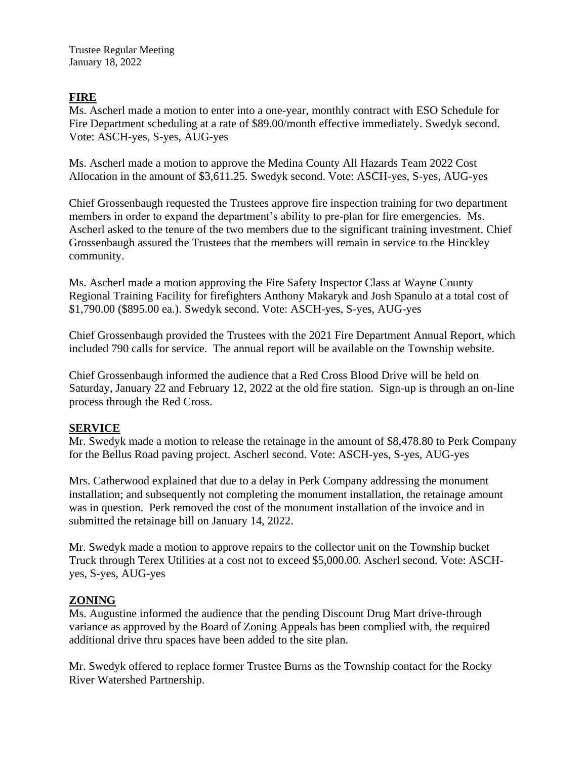## FIRE

Ms. Ascherl made a motion to enter into a one-year, monthly contract with ESO Schedule for Fire Department scheduling at a rate of $89.00/month effective immediately. Swedyk second. Vote: ASCH-yes, S-yes, AUG-yes

Ms. Ascherl made a motion to approve the Medina County All Hazards Team 2022 Cost Allocation in the amount of $3,611.25. Swedyk second. Vote: ASCH-yes, S-yes, AUG-yes

Chief Grossenbaugh requested the Trustees approve fire inspection training for two department members in order to expand the department's ability to pre-plan for fire emergencies. Ms. Ascherl asked to the tenure of the two members due to the significant training investment. Chief Grossenbaugh assured the Trustees that the members will remain in service to the Hinckley community.

Ms. Ascherl made a motion approving the Fire Safety Inspector Class at Wayne County Regional Training Facility for firefighters Anthony Makaryk and Josh Spanulo at a total cost of $1,790.00 ($895.00 ea.). Swedyk second. Vote: ASCH-yes, S-yes, AUG-yes

Chief Grossenbaugh provided the Trustees with the 2021 Fire Department Annual Report, which included 790 calls for service. The annual report will be available on the Township website.

Chief Grossenbaugh informed the audience that a Red Cross Blood Drive will be held on Saturday, January 22 and February 12, 2022 at the old fire station. Sign-up is through an on-line process through the Red Cross.

## SERVICE

Mr. Swedyk made a motion to release the retainage in the amount of $8,478.80 to Perk Company for the Bellus Road paving project. Ascherl second. Vote: ASCH-yes, S-yes, AUG-yes

Mrs. Catherwood explained that due to a delay in Perk Company addressing the monument installation; and subsequently not completing the monument installation, the retainage amount was in question. Perk removed the cost of the monument installation of the invoice and in submitted the retainage bill on January 14, 2022.

Mr. Swedyk made a motion to approve repairs to the collector unit on the Township bucket Truck through Terex Utilities at a cost not to exceed $5,000.00. Ascherl second. Vote: ASCH-yes, S-yes, AUG-yes

## ZONING

Ms. Augustine informed the audience that the pending Discount Drug Mart drive-through variance as approved by the Board of Zoning Appeals has been complied with, the required additional drive thru spaces have been added to the site plan.

Mr. Swedyk offered to replace former Trustee Burns as the Township contact for the Rocky River Watershed Partnership.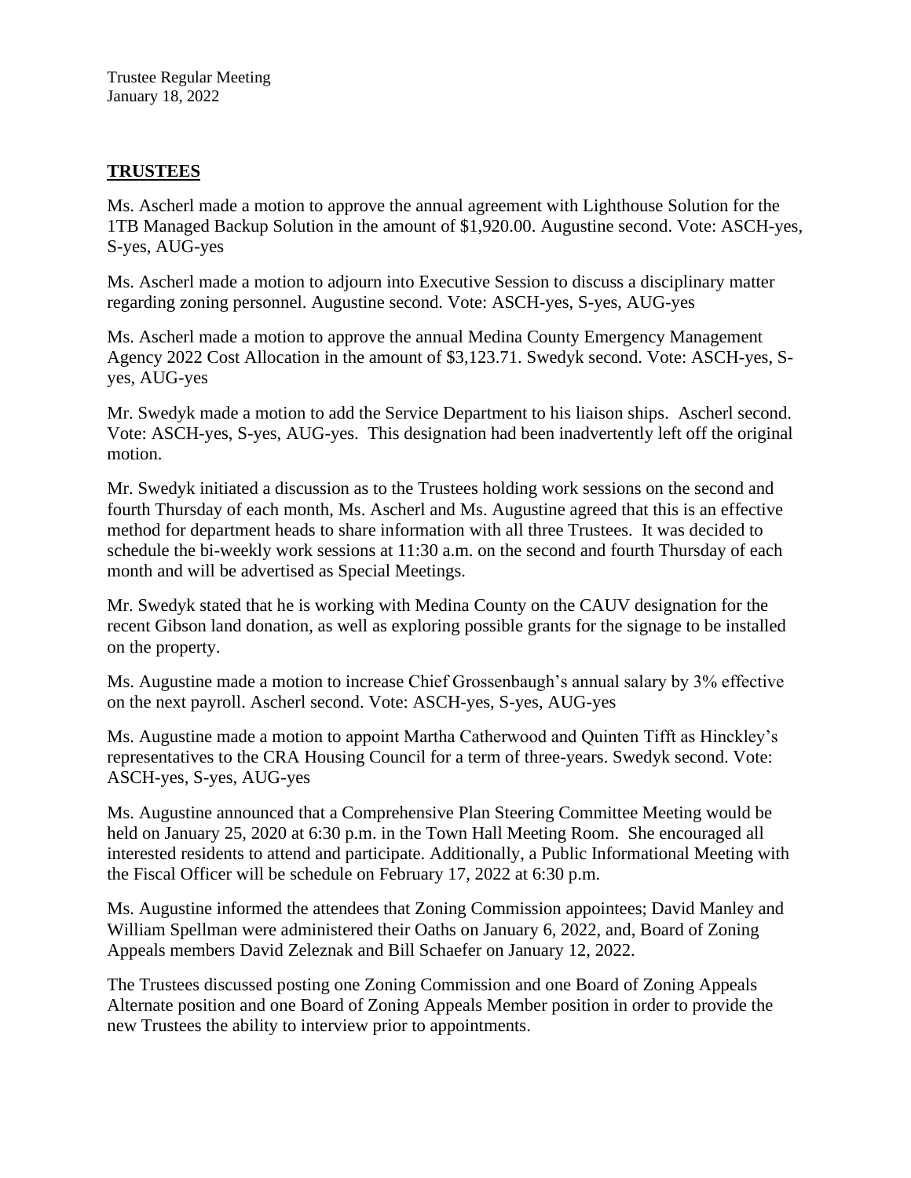## TRUSTEES

Ms. Ascherl made a motion to approve the annual agreement with Lighthouse Solution for the 1TB Managed Backup Solution in the amount of $1,920.00. Augustine second. Vote: ASCH-yes, S-yes, AUG-yes

Ms. Ascherl made a motion to adjourn into Executive Session to discuss a disciplinary matter regarding zoning personnel. Augustine second. Vote: ASCH-yes, S-yes, AUG-yes

Ms. Ascherl made a motion to approve the annual Medina County Emergency Management Agency 2022 Cost Allocation in the amount of $3,123.71. Swedyk second. Vote: ASCH-yes, S-yes, AUG-yes

Mr. Swedyk made a motion to add the Service Department to his liaison ships. Ascherl second. Vote: ASCH-yes, S-yes, AUG-yes. This designation had been inadvertently left off the original motion.

Mr. Swedyk initiated a discussion as to the Trustees holding work sessions on the second and fourth Thursday of each month, Ms. Ascherl and Ms. Augustine agreed that this is an effective method for department heads to share information with all three Trustees. It was decided to schedule the bi-weekly work sessions at 11:30 a.m. on the second and fourth Thursday of each month and will be advertised as Special Meetings.

Mr. Swedyk stated that he is working with Medina County on the CAUV designation for the recent Gibson land donation, as well as exploring possible grants for the signage to be installed on the property.

Ms. Augustine made a motion to increase Chief Grossenbaugh's annual salary by 3% effective on the next payroll. Ascherl second. Vote: ASCH-yes, S-yes, AUG-yes

Ms. Augustine made a motion to appoint Martha Catherwood and Quinten Tifft as Hinckley's representatives to the CRA Housing Council for a term of three-years. Swedyk second. Vote: ASCH-yes, S-yes, AUG-yes

Ms. Augustine announced that a Comprehensive Plan Steering Committee Meeting would be held on January 25, 2020 at 6:30 p.m. in the Town Hall Meeting Room. She encouraged all interested residents to attend and participate. Additionally, a Public Informational Meeting with the Fiscal Officer will be schedule on February 17, 2022 at 6:30 p.m.

Ms. Augustine informed the attendees that Zoning Commission appointees; David Manley and William Spellman were administered their Oaths on January 6, 2022, and, Board of Zoning Appeals members David Zeleznak and Bill Schaefer on January 12, 2022.

The Trustees discussed posting one Zoning Commission and one Board of Zoning Appeals Alternate position and one Board of Zoning Appeals Member position in order to provide the new Trustees the ability to interview prior to appointments.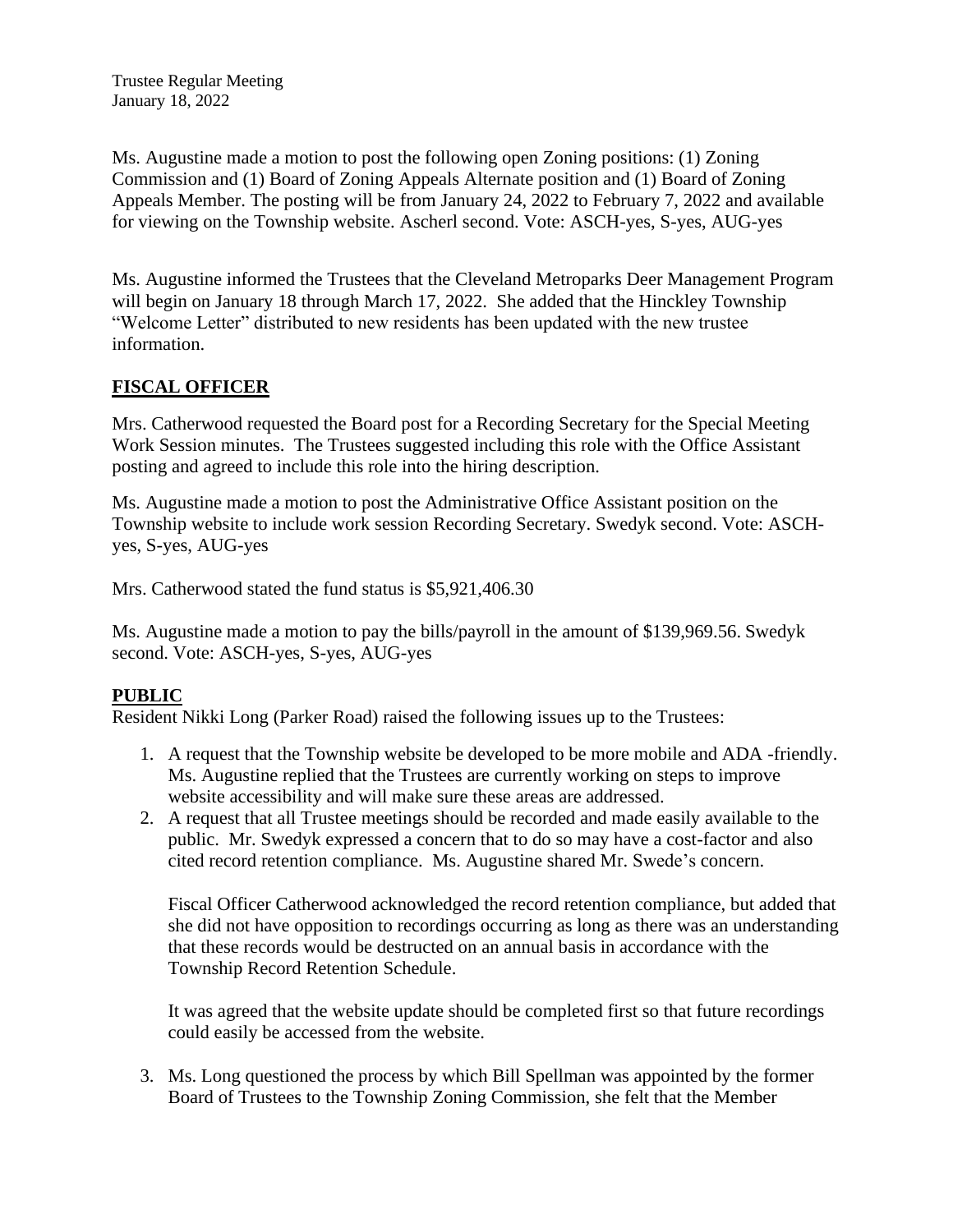Ms. Augustine made a motion to post the following open Zoning positions: (1) Zoning Commission and (1) Board of Zoning Appeals Alternate position and (1) Board of Zoning Appeals Member. The posting will be from January 24, 2022 to February 7, 2022 and available for viewing on the Township website. Ascherl second. Vote: ASCH-yes, S-yes, AUG-yes

Ms. Augustine informed the Trustees that the Cleveland Metroparks Deer Management Program will begin on January 18 through March 17, 2022. She added that the Hinckley Township "Welcome Letter" distributed to new residents has been updated with the new trustee information.

## **FISCAL OFFICER**

Mrs. Catherwood requested the Board post for a Recording Secretary for the Special Meeting Work Session minutes. The Trustees suggested including this role with the Office Assistant posting and agreed to include this role into the hiring description.

Ms. Augustine made a motion to post the Administrative Office Assistant position on the Township website to include work session Recording Secretary. Swedyk second. Vote: ASCH-yes, S-yes, AUG-yes

Mrs. Catherwood stated the fund status is $5,921,406.30

Ms. Augustine made a motion to pay the bills/payroll in the amount of $139,969.56. Swedyk second. Vote: ASCH-yes, S-yes, AUG-yes

## **PUBLIC**

Resident Nikki Long (Parker Road) raised the following issues up to the Trustees:

1. A request that the Township website be developed to be more mobile and ADA -friendly. Ms. Augustine replied that the Trustees are currently working on steps to improve website accessibility and will make sure these areas are addressed.
2. A request that all Trustee meetings should be recorded and made easily available to the public. Mr. Swedyk expressed a concern that to do so may have a cost-factor and also cited record retention compliance. Ms. Augustine shared Mr. Swede's concern.

   Fiscal Officer Catherwood acknowledged the record retention compliance, but added that she did not have opposition to recordings occurring as long as there was an understanding that these records would be destructed on an annual basis in accordance with the Township Record Retention Schedule.

   It was agreed that the website update should be completed first so that future recordings could easily be accessed from the website.

3. Ms. Long questioned the process by which Bill Spellman was appointed by the former Board of Trustees to the Township Zoning Commission, she felt that the Member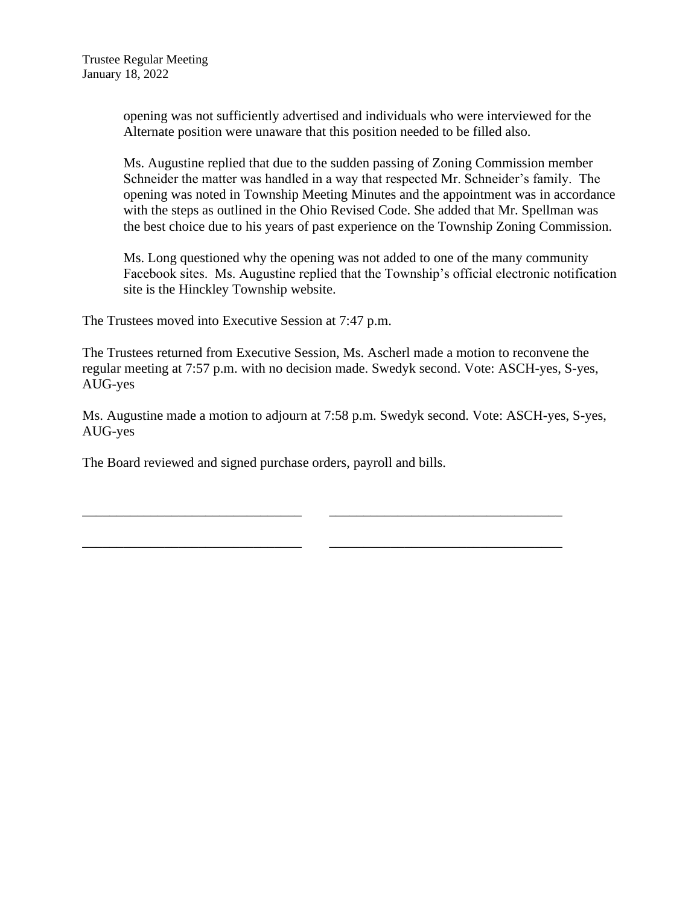opening was not sufficiently advertised and individuals who were interviewed for the Alternate position were unaware that this position needed to be filled also.

Ms. Augustine replied that due to the sudden passing of Zoning Commission member Schneider the matter was handled in a way that respected Mr. Schneider's family. The opening was noted in Township Meeting Minutes and the appointment was in accordance with the steps as outlined in the Ohio Revised Code. She added that Mr. Spellman was the best choice due to his years of past experience on the Township Zoning Commission.

Ms. Long questioned why the opening was not added to one of the many community Facebook sites. Ms. Augustine replied that the Township's official electronic notification site is the Hinckley Township website.

The Trustees moved into Executive Session at 7:47 p.m.

The Trustees returned from Executive Session, Ms. Ascherl made a motion to reconvene the regular meeting at 7:57 p.m. with no decision made. Swedyk second. Vote: ASCH-yes, S-yes, AUG-yes

Ms. Augustine made a motion to adjourn at 7:58 p.m. Swedyk second. Vote: ASCH-yes, S-yes, AUG-yes

The Board reviewed and signed purchase orders, payroll and bills.

_______________________________ _________________________________

_______________________________ _________________________________